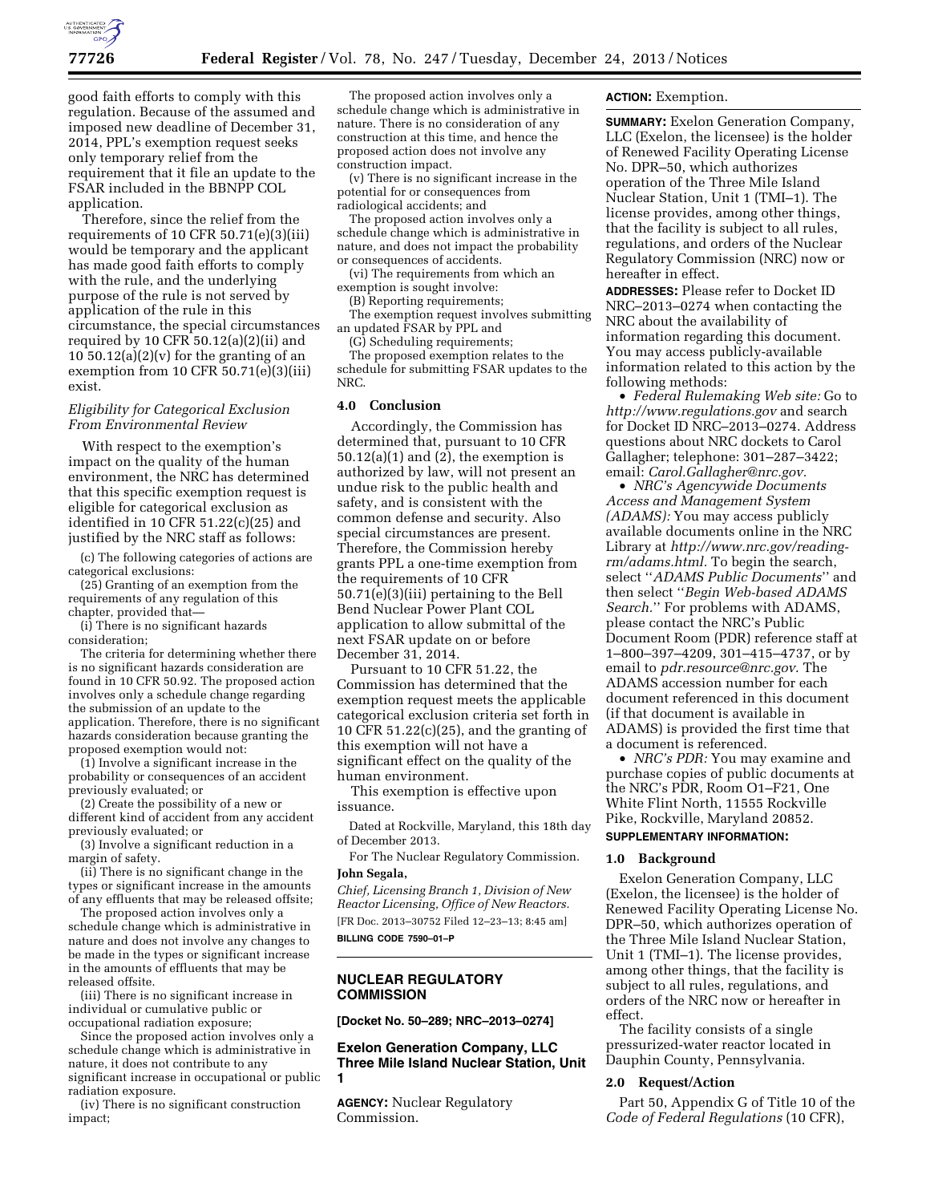good faith efforts to comply with this regulation. Because of the assumed and imposed new deadline of December 31, 2014, PPL's exemption request seeks only temporary relief from the requirement that it file an update to the FSAR included in the BBNPP COL application.

Therefore, since the relief from the requirements of 10 CFR 50.71(e)(3)(iii) would be temporary and the applicant has made good faith efforts to comply with the rule, and the underlying purpose of the rule is not served by application of the rule in this circumstance, the special circumstances required by 10 CFR 50.12(a)(2)(ii) and 10 50.12(a)(2)(v) for the granting of an exemption from 10 CFR 50.71(e)(3)(iii) exist.

*Eligibility for Categorical Exclusion From Environmental Review*

With respect to the exemption's impact on the quality of the human environment, the NRC has determined that this specific exemption request is eligible for categorical exclusion as identified in 10 CFR 51.22(c)(25) and justified by the NRC staff as follows:

(c) The following categories of actions are categorical exclusions:

(25) Granting of an exemption from the requirements of any regulation of this chapter, provided that—

(i) There is no significant hazards consideration;

The criteria for determining whether there is no significant hazards consideration are found in 10 CFR 50.92. The proposed action involves only a schedule change regarding the submission of an update to the application. Therefore, there is no significant hazards consideration because granting the proposed exemption would not:

(1) Involve a significant increase in the probability or consequences of an accident previously evaluated; or

(2) Create the possibility of a new or different kind of accident from any accident previously evaluated; or

(3) Involve a significant reduction in a margin of safety.

(ii) There is no significant change in the types or significant increase in the amounts of any effluents that may be released offsite;

The proposed action involves only a schedule change which is administrative in nature and does not involve any changes to be made in the types or significant increase in the amounts of effluents that may be released offsite.

(iii) There is no significant increase in individual or cumulative public or occupational radiation exposure;

Since the proposed action involves only a schedule change which is administrative in nature, it does not contribute to any significant increase in occupational or public radiation exposure.

(iv) There is no significant construction impact;

The proposed action involves only a schedule change which is administrative in nature. There is no consideration of any construction at this time, and hence the proposed action does not involve any construction impact.

(v) There is no significant increase in the potential for or consequences from radiological accidents; and

The proposed action involves only a schedule change which is administrative in nature, and does not impact the probability or consequences of accidents.

(vi) The requirements from which an exemption is sought involve:

(B) Reporting requirements;

The exemption request involves submitting an updated FSAR by PPL and

(G) Scheduling requirements;

The proposed exemption relates to the schedule for submitting FSAR updates to the NRC.

### 4.0 Conclusion

Accordingly, the Commission has determined that, pursuant to 10 CFR 50.12(a)(1) and (2), the exemption is authorized by law, will not present an undue risk to the public health and safety, and is consistent with the common defense and security. Also special circumstances are present. Therefore, the Commission hereby grants PPL a one-time exemption from the requirements of 10 CFR 50.71(e)(3)(iii) pertaining to the Bell Bend Nuclear Power Plant COL application to allow submittal of the next FSAR update on or before December 31, 2014.

Pursuant to 10 CFR 51.22, the Commission has determined that the exemption request meets the applicable categorical exclusion criteria set forth in 10 CFR 51.22(c)(25), and the granting of this exemption will not have a significant effect on the quality of the human environment.

This exemption is effective upon issuance.

Dated at Rockville, Maryland, this 18th day of December 2013.

For The Nuclear Regulatory Commission.

**John Segala,**

*Chief, Licensing Branch 1, Division of New Reactor Licensing, Office of New Reactors.*

[FR Doc. 2013–30752 Filed 12–23–13; 8:45 am]

**BILLING CODE 7590–01–P**

---

## NUCLEAR REGULATORY COMMISSION

**[Docket No. 50–289; NRC–2013–0274]**

## Exelon Generation Company, LLC Three Mile Island Nuclear Station, Unit 1

**AGENCY:** Nuclear Regulatory Commission.

**ACTION:** Exemption.

**SUMMARY:** Exelon Generation Company, LLC (Exelon, the licensee) is the holder of Renewed Facility Operating License No. DPR–50, which authorizes operation of the Three Mile Island Nuclear Station, Unit 1 (TMI–1). The license provides, among other things, that the facility is subject to all rules, regulations, and orders of the Nuclear Regulatory Commission (NRC) now or hereafter in effect.

**ADDRESSES:** Please refer to Docket ID NRC–2013–0274 when contacting the NRC about the availability of information regarding this document. You may access publicly-available information related to this action by the following methods:

- *Federal Rulemaking Web site:* Go to *http://www.regulations.gov* and search for Docket ID NRC–2013–0274. Address questions about NRC dockets to Carol Gallagher; telephone: 301–287–3422; email: *Carol.Gallagher@nrc.gov.*
- *NRC's Agencywide Documents Access and Management System (ADAMS):* You may access publicly available documents online in the NRC Library at *http://www.nrc.gov/reading-rm/adams.html.* To begin the search, select "*ADAMS Public Documents*" and then select "*Begin Web-based ADAMS Search.*" For problems with ADAMS, please contact the NRC's Public Document Room (PDR) reference staff at 1–800–397–4209, 301–415–4737, or by email to *pdr.resource@nrc.gov*. The ADAMS accession number for each document referenced in this document (if that document is available in ADAMS) is provided the first time that a document is referenced.
- *NRC's PDR:* You may examine and purchase copies of public documents at the NRC's PDR, Room O1–F21, One White Flint North, 11555 Rockville Pike, Rockville, Maryland 20852.

**SUPPLEMENTARY INFORMATION:**

### 1.0 Background

Exelon Generation Company, LLC (Exelon, the licensee) is the holder of Renewed Facility Operating License No. DPR–50, which authorizes operation of the Three Mile Island Nuclear Station, Unit 1 (TMI–1). The license provides, among other things, that the facility is subject to all rules, regulations, and orders of the NRC now or hereafter in effect.

The facility consists of a single pressurized-water reactor located in Dauphin County, Pennsylvania.

### 2.0 Request/Action

Part 50, Appendix G of Title 10 of the *Code of Federal Regulations* (10 CFR),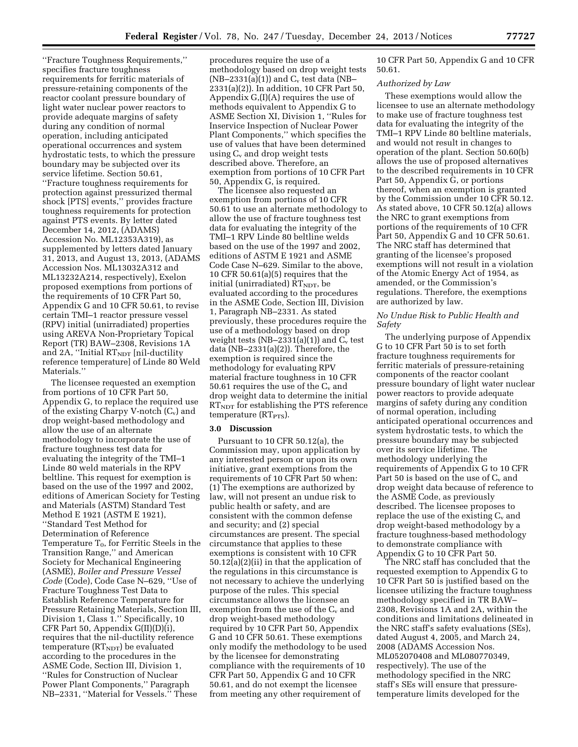''Fracture Toughness Requirements,'' specifies fracture toughness requirements for ferritic materials of pressure-retaining components of the reactor coolant pressure boundary of light water nuclear power reactors to provide adequate margins of safety during any condition of normal operation, including anticipated operational occurrences and system hydrostatic tests, to which the pressure boundary may be subjected over its service lifetime. Section 50.61, ''Fracture toughness requirements for protection against pressurized thermal shock [PTS] events,'' provides fracture toughness requirements for protection against PTS events. By letter dated December 14, 2012, (ADAMS) Accession No. ML12353A319), as supplemented by letters dated January 31, 2013, and August 13, 2013, (ADAMS Accession Nos. ML13032A312 and ML13232A214, respectively), Exelon proposed exemptions from portions of the requirements of 10 CFR Part 50, Appendix G and 10 CFR 50.61, to revise certain TMI–1 reactor pressure vessel (RPV) initial (unirradiated) properties using AREVA Non-Proprietary Topical Report (TR) BAW–2308, Revisions 1A and 2A, ''Initial $RT_{NDT}$ [nil-ductility reference temperature] of Linde 80 Weld Materials.''

The licensee requested an exemption from portions of 10 CFR Part 50, Appendix G, to replace the required use of the existing Charpy V-notch ($C_v$) and drop weight-based methodology and allow the use of an alternate methodology to incorporate the use of fracture toughness test data for evaluating the integrity of the TMI–1 Linde 80 weld materials in the RPV beltline. This request for exemption is based on the use of the 1997 and 2002, editions of American Society for Testing and Materials (ASTM) Standard Test Method E 1921 (ASTM E 1921), ''Standard Test Method for Determination of Reference Temperature $T_0$, for Ferritic Steels in the Transition Range,'' and American Society for Mechanical Engineering (ASME), *Boiler and Pressure Vessel Code* (Code), Code Case N–629, ''Use of Fracture Toughness Test Data to Establish Reference Temperature for Pressure Retaining Materials, Section III, Division 1, Class 1.'' Specifically, 10 CFR Part 50, Appendix G(II)(D)(i), requires that the nil-ductility reference temperature ($RT_{NDT}$) be evaluated according to the procedures in the ASME Code, Section III, Division 1, ''Rules for Construction of Nuclear Power Plant Components,'' Paragraph NB–2331, ''Material for Vessels.'' These procedures require the use of a methodology based on drop weight tests (NB–2331(a)(1)) and $C_v$ test data (NB–2331(a)(2)). In addition, 10 CFR Part 50, Appendix G,(I)(A) requires the use of methods equivalent to Appendix G to ASME Section XI, Division 1, ''Rules for Inservice Inspection of Nuclear Power Plant Components,'' which specifies the use of values that have been determined using $C_v$ and drop weight tests described above. Therefore, an exemption from portions of 10 CFR Part 50, Appendix G, is required.

The licensee also requested an exemption from portions of 10 CFR 50.61 to use an alternate methodology to allow the use of fracture toughness test data for evaluating the integrity of the TMI–1 RPV Linde 80 beltline welds based on the use of the 1997 and 2002, editions of ASTM E 1921 and ASME Code Case N–629. Similar to the above, 10 CFR 50.61(a)(5) requires that the initial (unirradiated) $RT_{NDT}$, be evaluated according to the procedures in the ASME Code, Section III, Division 1, Paragraph NB–2331. As stated previously, these procedures require the use of a methodology based on drop weight tests (NB–2331(a)(1)) and $C_v$ test data (NB–2331(a)(2)). Therefore, the exemption is required since the methodology for evaluating RPV material fracture toughness in 10 CFR 50.61 requires the use of the $C_v$ and drop weight data to determine the initial $RT_{NDT}$ for establishing the PTS reference temperature ($RT_{PTS}$).

### 3.0 Discussion

Pursuant to 10 CFR 50.12(a), the Commission may, upon application by any interested person or upon its own initiative, grant exemptions from the requirements of 10 CFR Part 50 when: (1) The exemptions are authorized by law, will not present an undue risk to public health or safety, and are consistent with the common defense and security; and (2) special circumstances are present. The special circumstance that applies to these exemptions is consistent with 10 CFR 50.12(a)(2)(ii) in that the application of the regulations in this circumstance is not necessary to achieve the underlying purpose of the rules. This special circumstance allows the licensee an exemption from the use of the $C_v$ and drop weight-based methodology required by 10 CFR Part 50, Appendix G and 10 CFR 50.61. These exemptions only modify the methodology to be used by the licensee for demonstrating compliance with the requirements of 10 CFR Part 50, Appendix G and 10 CFR 50.61, and do not exempt the licensee from meeting any other requirement of 10 CFR Part 50, Appendix G and 10 CFR 50.61.

*Authorized by Law*

These exemptions would allow the licensee to use an alternate methodology to make use of fracture toughness test data for evaluating the integrity of the TMI–1 RPV Linde 80 beltline materials, and would not result in changes to operation of the plant. Section 50.60(b) allows the use of proposed alternatives to the described requirements in 10 CFR Part 50, Appendix G, or portions thereof, when an exemption is granted by the Commission under 10 CFR 50.12. As stated above, 10 CFR 50.12(a) allows the NRC to grant exemptions from portions of the requirements of 10 CFR Part 50, Appendix G and 10 CFR 50.61. The NRC staff has determined that granting of the licensee's proposed exemptions will not result in a violation of the Atomic Energy Act of 1954, as amended, or the Commission's regulations. Therefore, the exemptions are authorized by law.

*No Undue Risk to Public Health and Safety*

The underlying purpose of Appendix G to 10 CFR Part 50 is to set forth fracture toughness requirements for ferritic materials of pressure-retaining components of the reactor coolant pressure boundary of light water nuclear power reactors to provide adequate margins of safety during any condition of normal operation, including anticipated operational occurrences and system hydrostatic tests, to which the pressure boundary may be subjected over its service lifetime. The methodology underlying the requirements of Appendix G to 10 CFR Part 50 is based on the use of $C_v$ and drop weight data because of reference to the ASME Code, as previously described. The licensee proposes to replace the use of the existing $C_v$ and drop weight-based methodology by a fracture toughness-based methodology to demonstrate compliance with Appendix G to 10 CFR Part 50.

The NRC staff has concluded that the requested exemption to Appendix G to 10 CFR Part 50 is justified based on the licensee utilizing the fracture toughness methodology specified in TR BAW–2308, Revisions 1A and 2A, within the conditions and limitations delineated in the NRC staff's safety evaluations (SEs), dated August 4, 2005, and March 24, 2008 (ADAMS Accession Nos. ML052070408 and ML080770349, respectively). The use of the methodology specified in the NRC staff's SEs will ensure that pressure-temperature limits developed for the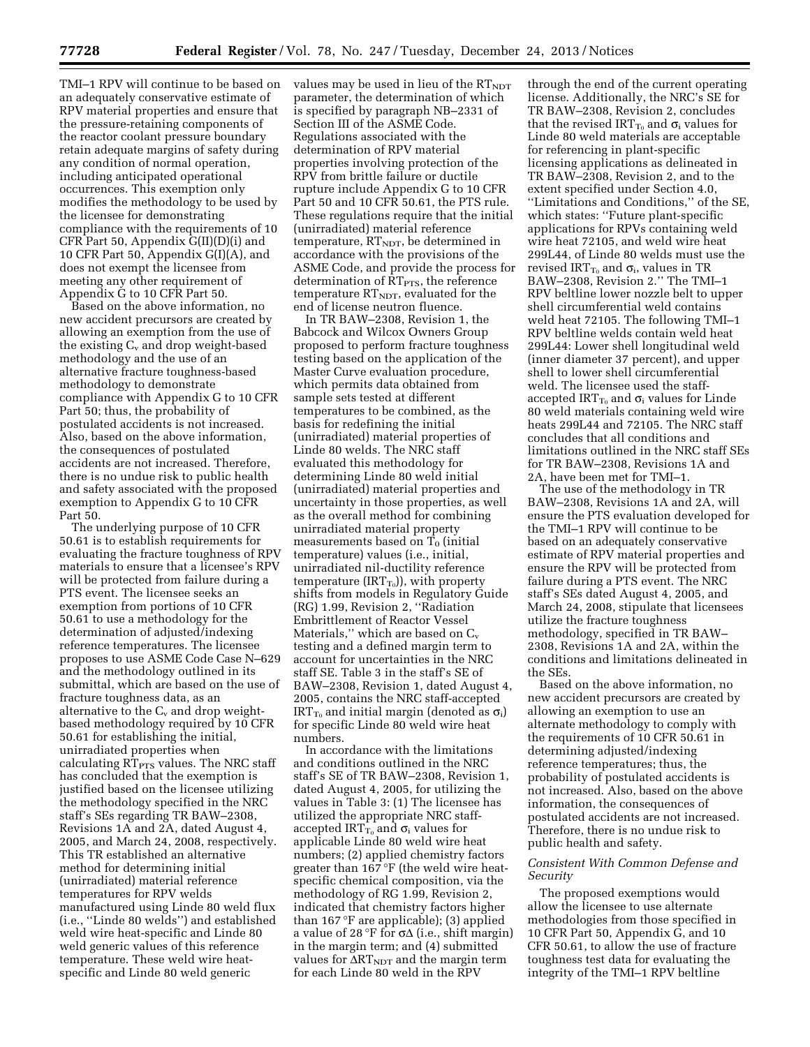TMI–1 RPV will continue to be based on an adequately conservative estimate of RPV material properties and ensure that the pressure-retaining components of the reactor coolant pressure boundary retain adequate margins of safety during any condition of normal operation, including anticipated operational occurrences. This exemption only modifies the methodology to be used by the licensee for demonstrating compliance with the requirements of 10 CFR Part 50, Appendix G(II)(D)(i) and 10 CFR Part 50, Appendix G(I)(A), and does not exempt the licensee from meeting any other requirement of Appendix G to 10 CFR Part 50.

Based on the above information, no new accident precursors are created by allowing an exemption from the use of the existing $C_v$ and drop weight-based methodology and the use of an alternative fracture toughness-based methodology to demonstrate compliance with Appendix G to 10 CFR Part 50; thus, the probability of postulated accidents is not increased. Also, based on the above information, the consequences of postulated accidents are not increased. Therefore, there is no undue risk to public health and safety associated with the proposed exemption to Appendix G to 10 CFR Part 50.

The underlying purpose of 10 CFR 50.61 is to establish requirements for evaluating the fracture toughness of RPV materials to ensure that a licensee's RPV will be protected from failure during a PTS event. The licensee seeks an exemption from portions of 10 CFR 50.61 to use a methodology for the determination of adjusted/indexing reference temperatures. The licensee proposes to use ASME Code Case N–629 and the methodology outlined in its submittal, which are based on the use of fracture toughness data, as an alternative to the $C_v$ and drop weight-based methodology required by 10 CFR 50.61 for establishing the initial, unirradiated properties when calculating $RT_{PTS}$ values. The NRC staff has concluded that the exemption is justified based on the licensee utilizing the methodology specified in the NRC staff's SEs regarding TR BAW–2308, Revisions 1A and 2A, dated August 4, 2005, and March 24, 2008, respectively. This TR established an alternative method for determining initial (unirradiated) material reference temperatures for RPV welds manufactured using Linde 80 weld flux (i.e., ''Linde 80 welds'') and established weld wire heat-specific and Linde 80 weld generic values of this reference temperature. These weld wire heat-specific and Linde 80 weld generic values may be used in lieu of the $RT_{NDT}$ parameter, the determination of which is specified by paragraph NB–2331 of Section III of the ASME Code. Regulations associated with the determination of RPV material properties involving protection of the RPV from brittle failure or ductile rupture include Appendix G to 10 CFR Part 50 and 10 CFR 50.61, the PTS rule. These regulations require that the initial (unirradiated) material reference temperature, $RT_{NDT}$, be determined in accordance with the provisions of the ASME Code, and provide the process for determination of $RT_{PTS}$, the reference temperature $RT_{NDT}$, evaluated for the end of license neutron fluence.

In TR BAW–2308, Revision 1, the Babcock and Wilcox Owners Group proposed to perform fracture toughness testing based on the application of the Master Curve evaluation procedure, which permits data obtained from sample sets tested at different temperatures to be combined, as the basis for redefining the initial (unirradiated) material properties of Linde 80 welds. The NRC staff evaluated this methodology for determining Linde 80 weld initial (unirradiated) material properties and uncertainty in those properties, as well as the overall method for combining unirradiated material property measurements based on $T_0$ (initial temperature) values (i.e., initial, unirradiated nil-ductility reference temperature ($IRT_{T_0}$)), with property shifts from models in Regulatory Guide (RG) 1.99, Revision 2, ''Radiation Embrittlement of Reactor Vessel Materials,'' which are based on $C_v$ testing and a defined margin term to account for uncertainties in the NRC staff SE. Table 3 in the staff's SE of BAW–2308, Revision 1, dated August 4, 2005, contains the NRC staff-accepted $IRT_{T_0}$ and initial margin (denoted as $\sigma_i$) for specific Linde 80 weld wire heat numbers.

In accordance with the limitations and conditions outlined in the NRC staff's SE of TR BAW–2308, Revision 1, dated August 4, 2005, for utilizing the values in Table 3: (1) The licensee has utilized the appropriate NRC staff-accepted $IRT_{T_0}$ and $\sigma_i$ values for applicable Linde 80 weld wire heat numbers; (2) applied chemistry factors greater than 167 °F (the weld wire heat-specific chemical composition, via the methodology of RG 1.99, Revision 2, indicated that chemistry factors higher than 167 °F are applicable); (3) applied a value of 28 °F for $\sigma\Delta$ (i.e., shift margin) in the margin term; and (4) submitted values for $\Delta RT_{NDT}$ and the margin term for each Linde 80 weld in the RPV through the end of the current operating license. Additionally, the NRC's SE for TR BAW–2308, Revision 2, concludes that the revised $IRT_{T_0}$ and $\sigma_i$ values for Linde 80 weld materials are acceptable for referencing in plant-specific licensing applications as delineated in TR BAW–2308, Revision 2, and to the extent specified under Section 4.0, ''Limitations and Conditions,'' of the SE, which states: ''Future plant-specific applications for RPVs containing weld wire heat 72105, and weld wire heat 299L44, of Linde 80 welds must use the revised $IRT_{T_0}$ and $\sigma_i$, values in TR BAW–2308, Revision 2.'' The TMI–1 RPV beltline lower nozzle belt to upper shell circumferential weld contains weld heat 72105. The following TMI–1 RPV beltline welds contain weld heat 299L44: Lower shell longitudinal weld (inner diameter 37 percent), and upper shell to lower shell circumferential weld. The licensee used the staff-accepted $IRT_{T_0}$ and $\sigma_i$ values for Linde 80 weld materials containing weld wire heats 299L44 and 72105. The NRC staff concludes that all conditions and limitations outlined in the NRC staff SEs for TR BAW–2308, Revisions 1A and 2A, have been met for TMI–1.

The use of the methodology in TR BAW–2308, Revisions 1A and 2A, will ensure the PTS evaluation developed for the TMI–1 RPV will continue to be based on an adequately conservative estimate of RPV material properties and ensure the RPV will be protected from failure during a PTS event. The NRC staff's SEs dated August 4, 2005, and March 24, 2008, stipulate that licensees utilize the fracture toughness methodology, specified in TR BAW–2308, Revisions 1A and 2A, within the conditions and limitations delineated in the SEs.

Based on the above information, no new accident precursors are created by allowing an exemption to use an alternate methodology to comply with the requirements of 10 CFR 50.61 in determining adjusted/indexing reference temperatures; thus, the probability of postulated accidents is not increased. Also, based on the above information, the consequences of postulated accidents are not increased. Therefore, there is no undue risk to public health and safety.

*Consistent With Common Defense and Security*

The proposed exemptions would allow the licensee to use alternate methodologies from those specified in 10 CFR Part 50, Appendix G, and 10 CFR 50.61, to allow the use of fracture toughness test data for evaluating the integrity of the TMI–1 RPV beltline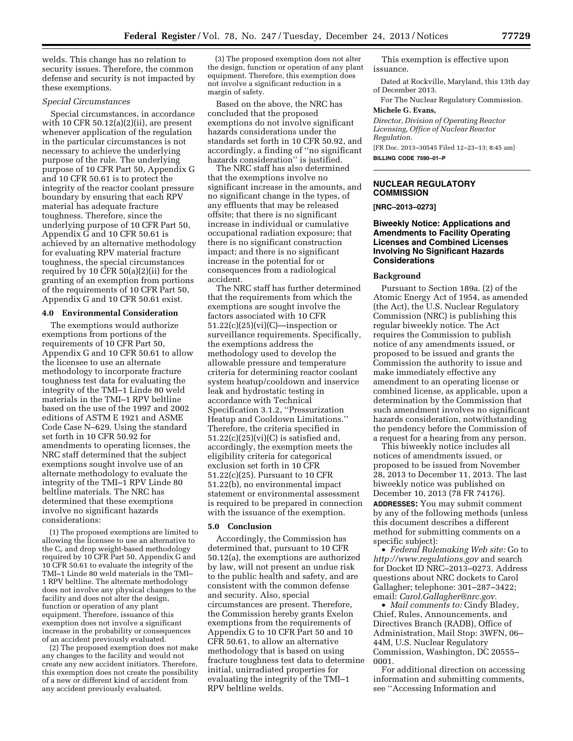welds. This change has no relation to security issues. Therefore, the common defense and security is not impacted by these exemptions.

*Special Circumstances*

Special circumstances, in accordance with 10 CFR 50.12(a)(2)(ii), are present whenever application of the regulation in the particular circumstances is not necessary to achieve the underlying purpose of the rule. The underlying purpose of 10 CFR Part 50, Appendix G and 10 CFR 50.61 is to protect the integrity of the reactor coolant pressure boundary by ensuring that each RPV material has adequate fracture toughness. Therefore, since the underlying purpose of 10 CFR Part 50, Appendix G and 10 CFR 50.61 is achieved by an alternative methodology for evaluating RPV material fracture toughness, the special circumstances required by 10 CFR 50(a)(2)(ii) for the granting of an exemption from portions of the requirements of 10 CFR Part 50, Appendix G and 10 CFR 50.61 exist.

### 4.0 Environmental Consideration

The exemptions would authorize exemptions from portions of the requirements of 10 CFR Part 50, Appendix G and 10 CFR 50.61 to allow the licensee to use an alternate methodology to incorporate fracture toughness test data for evaluating the integrity of the TMI–1 Linde 80 weld materials in the TMI–1 RPV beltline based on the use of the 1997 and 2002 editions of ASTM E 1921 and ASME Code Case N–629. Using the standard set forth in 10 CFR 50.92 for amendments to operating licenses, the NRC staff determined that the subject exemptions sought involve use of an alternate methodology to evaluate the integrity of the TMI–1 RPV Linde 80 beltline materials. The NRC has determined that these exemptions involve no significant hazards considerations:

(1) The proposed exemptions are limited to allowing the licensee to use an alternative to the $C_v$ and drop weight-based methodology required by 10 CFR Part 50, Appendix G and 10 CFR 50.61 to evaluate the integrity of the TMI–1 Linde 80 weld materials in the TMI–1 RPV beltline. The alternate methodology does not involve any physical changes to the facility and does not alter the design, function or operation of any plant equipment. Therefore, issuance of this exemption does not involve a significant increase in the probability or consequences of an accident previously evaluated.

(2) The proposed exemption does not make any changes to the facility and would not create any new accident initiators. Therefore, this exemption does not create the possibility of a new or different kind of accident from any accident previously evaluated.

(3) The proposed exemption does not alter the design, function or operation of any plant equipment. Therefore, this exemption does not involve a significant reduction in a margin of safety.

Based on the above, the NRC has concluded that the proposed exemptions do not involve significant hazards considerations under the standards set forth in 10 CFR 50.92, and accordingly, a finding of ''no significant hazards consideration'' is justified.

The NRC staff has also determined that the exemptions involve no significant increase in the amounts, and no significant change in the types, of any effluents that may be released offsite; that there is no significant increase in individual or cumulative occupational radiation exposure; that there is no significant construction impact; and there is no significant increase in the potential for or consequences from a radiological accident.

The NRC staff has further determined that the requirements from which the exemptions are sought involve the factors associated with 10 CFR 51.22(c)(25)(vi)(C)—inspection or surveillance requirements. Specifically, the exemptions address the methodology used to develop the allowable pressure and temperature criteria for determining reactor coolant system heatup/cooldown and inservice leak and hydrostatic testing in accordance with Technical Specification 3.1.2, ''Pressurization Heatup and Cooldown Limitations.'' Therefore, the criteria specified in 51.22(c)(25)(vi)(C) is satisfied and, accordingly, the exemption meets the eligibility criteria for categorical exclusion set forth in 10 CFR 51.22(c)(25). Pursuant to 10 CFR 51.22(b), no environmental impact statement or environmental assessment is required to be prepared in connection with the issuance of the exemption.

### 5.0 Conclusion

Accordingly, the Commission has determined that, pursuant to 10 CFR 50.12(a), the exemptions are authorized by law, will not present an undue risk to the public health and safety, and are consistent with the common defense and security. Also, special circumstances are present. Therefore, the Commission hereby grants Exelon exemptions from the requirements of Appendix G to 10 CFR Part 50 and 10 CFR 50.61, to allow an alternative methodology that is based on using fracture toughness test data to determine initial, unirradiated properties for evaluating the integrity of the TMI–1 RPV beltline welds.

This exemption is effective upon issuance.

Dated at Rockville, Maryland, this 13th day of December 2013.

For The Nuclear Regulatory Commission.

**Michele G. Evans,**

*Director, Division of Operating Reactor Licensing, Office of Nuclear Reactor Regulation.*

[FR Doc. 2013–30545 Filed 12–23–13; 8:45 am]

**BILLING CODE 7590–01–P**

---

## NUCLEAR REGULATORY COMMISSION

**[NRC–2013–0273]**

## Biweekly Notice: Applications and Amendments to Facility Operating Licenses and Combined Licenses Involving No Significant Hazards Considerations

### Background

Pursuant to Section 189a. (2) of the Atomic Energy Act of 1954, as amended (the Act), the U.S. Nuclear Regulatory Commission (NRC) is publishing this regular biweekly notice. The Act requires the Commission to publish notice of any amendments issued, or proposed to be issued and grants the Commission the authority to issue and make immediately effective any amendment to an operating license or combined license, as applicable, upon a determination by the Commission that such amendment involves no significant hazards consideration, notwithstanding the pendency before the Commission of a request for a hearing from any person.

This biweekly notice includes all notices of amendments issued, or proposed to be issued from November 28, 2013 to December 11, 2013. The last biweekly notice was published on December 10, 2013 (78 FR 74176).

**ADDRESSES:** You may submit comment by any of the following methods (unless this document describes a different method for submitting comments on a specific subject):

- *Federal Rulemaking Web site:* Go to *http://www.regulations.gov* and search for Docket ID NRC–2013–0273. Address questions about NRC dockets to Carol Gallagher; telephone: 301–287–3422; email: *Carol.Gallagher@nrc.gov*.
- *Mail comments to:* Cindy Bladey, Chief, Rules, Announcements, and Directives Branch (RADB), Office of Administration, Mail Stop: 3WFN, 06–44M, U.S. Nuclear Regulatory Commission, Washington, DC 20555–0001.

For additional direction on accessing information and submitting comments, see ''Accessing Information and